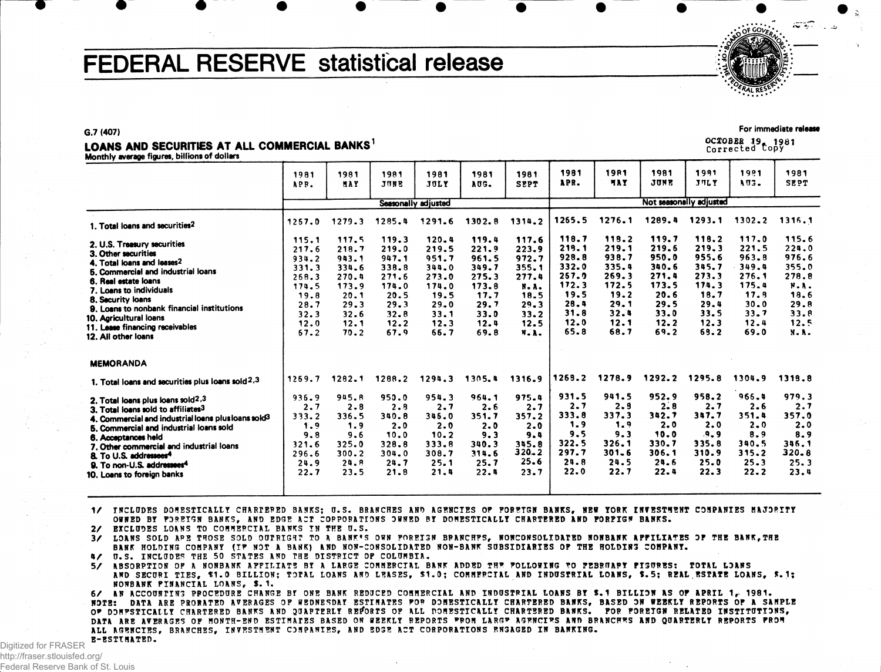# FEDERAL RESERVE statistical release

G.7 (407)

For immediate release

OCTOBER 19, 1981
Corrected Copy

## LOANS AND SECURITIES AT ALL COMMERCIAL BANKS[1]

Monthly average figures, billions of dollars

| | 1981 APR. | 1981 MAY | 1981 JUNE | 1981 JULY | 1981 AUG. | 1981 SEPT | 1981 APR. | 1981 MAY | 1981 JUNE | 1981 JULY | 1981 AUG. | 1981 SEPT |
|---|---|---|---|---|---|---|---|---|---|---|---|---|
| | Seasonally adjusted | | | | | | Not seasonally adjusted | | | | | |
| 1. Total loans and securities[2] | 1267.0 | 1279.3 | 1285.4 | 1291.6 | 1302.8 | 1314.2 | 1265.5 | 1276.1 | 1289.4 | 1293.1 | 1302.2 | 1316.1 |
| 2. U.S. Treasury securities | 115.1 | 117.5 | 119.3 | 120.4 | 119.4 | 117.6 | 118.7 | 118.2 | 119.7 | 118.2 | 117.0 | 115.6 |
| 3. Other securities | 217.6 | 218.7 | 219.0 | 219.5 | 221.9 | 223.9 | 218.1 | 219.1 | 219.6 | 219.3 | 221.5 | 224.0 |
| 4. Total loans and leases[2] | 934.2 | 943.1 | 947.1 | 951.7 | 961.5 | 972.7 | 928.8 | 938.7 | 950.0 | 955.6 | 963.8 | 976.6 |
| 5. Commercial and industrial loans | 331.3 | 334.6 | 338.8 | 344.0 | 349.7 | 355.1 | 332.0 | 335.4 | 340.6 | 345.7 | 349.4 | 355.0 |
| 6. Real estate loans | 268.3 | 270.4 | 271.6 | 273.0 | 275.3 | 277.4 | 267.0 | 269.3 | 271.4 | 273.3 | 276.1 | 278.8 |
| 7. Loans to individuals | 174.5 | 173.9 | 174.0 | 174.0 | 173.8 | N.A. | 172.3 | 172.5 | 173.5 | 174.3 | 175.4 | N.A. |
| 8. Security loans | 19.8 | 20.1 | 20.5 | 19.5 | 17.7 | 18.5 | 19.5 | 19.2 | 20.6 | 18.7 | 17.8 | 18.6 |
| 9. Loans to nonbank financial institutions | 28.7 | 29.3 | 29.3 | 29.0 | 29.7 | 29.3 | 28.4 | 29.1 | 29.5 | 29.4 | 30.0 | 29.8 |
| 10. Agricultural loans | 32.3 | 32.6 | 32.8 | 33.1 | 33.0 | 33.2 | 31.8 | 32.4 | 33.0 | 33.5 | 33.7 | 33.8 |
| 11. Lease financing receivables | 12.0 | 12.1 | 12.2 | 12.3 | 12.4 | 12.5 | 12.0 | 12.1 | 12.2 | 12.3 | 12.4 | 12.5 |
| 12. All other loans | 67.2 | 70.2 | 67.9 | 66.7 | 69.8 | N.A. | 65.8 | 68.7 | 69.2 | 68.2 | 69.0 | N.A. |
| **MEMORANDA** | | | | | | | | | | | | |
| 1. Total loans and securities plus loans sold[2,3] | 1269.7 | 1282.1 | 1288.2 | 1294.3 | 1305.4 | 1316.9 | 1268.2 | 1278.9 | 1292.2 | 1295.8 | 1304.9 | 1318.8 |
| 2. Total loans plus loans sold[2,3] | 936.9 | 945.8 | 950.0 | 954.3 | 964.1 | 975.4 | 931.5 | 941.5 | 952.9 | 958.2 | 966.4 | 979.3 |
| 3. Total loans sold to affiliates[3] | 2.7 | 2.8 | 2.8 | 2.7 | 2.6 | 2.7 | 2.7 | 2.8 | 2.8 | 2.7 | 2.6 | 2.7 |
| 4. Commercial and industrial loans plus loans sold[3] | 333.2 | 336.5 | 340.8 | 346.0 | 351.7 | 357.2 | 333.8 | 337.3 | 342.7 | 347.7 | 351.4 | 357.0 |
| 5. Commercial and industrial loans sold | 1.9 | 1.9 | 2.0 | 2.0 | 2.0 | 2.0 | 1.9 | 1.9 | 2.0 | 2.0 | 2.0 | 2.0 |
| 6. Acceptances held | 9.8 | 9.6 | 10.0 | 10.2 | 9.3 | 9.4 | 9.5 | 9.3 | 10.0 | 9.9 | 8.9 | 8.9 |
| 7. Other commercial and industrial loans | 321.6 | 325.0 | 328.8 | 333.8 | 340.3 | 345.8 | 322.5 | 326.1 | 330.7 | 335.8 | 340.5 | 346.1 |
| 8. To U.S. addressees[4] | 296.6 | 300.2 | 304.0 | 308.7 | 314.6 | 320.2 | 297.7 | 301.6 | 306.1 | 310.9 | 315.2 | 320.8 |
| 9. To non-U.S. addressees[4] | 24.9 | 24.8 | 24.7 | 25.1 | 25.7 | 25.6 | 24.8 | 24.5 | 24.6 | 25.0 | 25.3 | 25.3 |
| 10. Loans to foreign banks | 22.7 | 23.5 | 21.8 | 21.4 | 22.4 | 23.7 | 22.0 | 22.7 | 22.4 | 22.3 | 22.2 | 23.4 |

1/ INCLUDES DOMESTICALLY CHARTERED BANKS; U.S. BRANCHES AND AGENCIES OF FOREIGN BANKS, NEW YORK INVESTMENT COMPANIES MAJORITY OWNED BY FOREIGN BANKS, AND EDGE ACT CORPORATIONS OWNED BY DOMESTICALLY CHARTERED AND FOREIGN BANKS.
2/ EXCLUDES LOANS TO COMMERCIAL BANKS IN THE U.S.
3/ LOANS SOLD ARE THOSE SOLD OUTRIGHT TO A BANK'S OWN FOREIGN BRANCHES, NONCONSOLIDATED NONBANK AFFILIATES OF THE BANK, THE BANK HOLDING COMPANY (IF NOT A BANK) AND NON-CONSOLIDATED NON-BANK SUBSIDIARIES OF THE HOLDING COMPANY.
4/ U.S. INCLUDES THE 50 STATES AND THE DISTRICT OF COLUMBIA.
5/ ABSORPTION OF A NONBANK AFFILIATE BY A LARGE COMMERCIAL BANK ADDED THE FOLLOWING TO FEBRUARY FIGURES: TOTAL LOANS AND SECURITIES, $1.0 BILLION; TOTAL LOANS AND LEASES, $1.0; COMMERCIAL AND INDUSTRIAL LOANS, $.5; REAL ESTATE LOANS, $.1; NONBANK FINANCIAL LOANS, $.1.
6/ AN ACCOUNTING PROCEDURE CHANGE BY ONE BANK REDUCED COMMERCIAL AND INDUSTRIAL LOANS BY $.1 BILLION AS OF APRIL 1, 1981.
NOTE: DATA ARE PRORATED AVERAGES OF WEDNESDAY ESTIMATES FOR DOMESTICALLY CHARTERED BANKS, BASED ON WEEKLY REPORTS OF A SAMPLE OF DOMESTICALLY CHARTERED BANKS AND QUARTERLY REPORTS OF ALL DOMESTICALLY CHARTERED BANKS. FOR FOREIGN RELATED INSTITUTIONS, DATA ARE AVERAGES OF MONTH-END ESTIMATES BASED ON WEEKLY REPORTS FROM LARGE AGENCIES AND BRANCHES AND QUARTERLY REPORTS FROM ALL AGENCIES, BRANCHES, INVESTMENT COMPANIES, AND EDGE ACT CORPORATIONS ENGAGED IN BANKING.
E-ESTIMATED.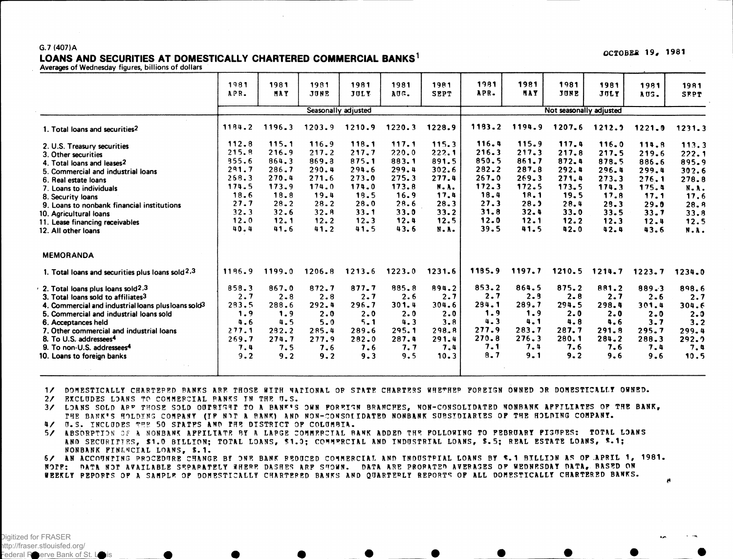G.7 (407)A

# LOANS AND SECURITIES AT DOMESTICALLY CHARTERED COMMERCIAL BANKS[1]

OCTOBER 19, 1981

Averages of Wednesday figures, billions of dollars

| | 1981 APR. | 1981 MAY | 1981 JUNE | 1981 JULY | 1981 AUG. | 1981 SEPT | 1981 APR. | 1981 MAY | 1981 JUNE | 1981 JULY | 1981 AUG. | 1981 SEPT |
|---|---|---|---|---|---|---|---|---|---|---|---|---|
| | Seasonally adjusted | | | | | | Not seasonally adjusted | | | | | |
| 1. Total loans and securities[2] | 1184.2 | 1196.3 | 1203.9 | 1210.9 | 1220.3 | 1228.9 | 1183.2 | 1194.9 | 1207.6 | 1212.9 | 1221.0 | 1231.3 |
| 2. U.S. Treasury securities | 112.8 | 115.1 | 116.9 | 118.1 | 117.1 | 115.3 | 116.4 | 115.9 | 117.4 | 116.0 | 114.8 | 113.3 |
| 3. Other securities | 215.8 | 216.9 | 217.2 | 217.7 | 220.0 | 222.1 | 216.3 | 217.3 | 217.8 | 217.5 | 219.6 | 222.1 |
| 4. Total loans and leases[2] | 855.6 | 864.3 | 869.8 | 875.1 | 883.1 | 891.5 | 850.5 | 861.7 | 872.4 | 878.5 | 886.6 | 895.9 |
| 5. Commercial and industrial loans | 281.7 | 286.7 | 290.4 | 294.6 | 299.4 | 302.6 | 282.2 | 287.8 | 292.4 | 296.4 | 299.4 | 302.6 |
| 6. Real estate loans | 268.3 | 270.4 | 271.6 | 273.0 | 275.3 | 277.4 | 267.0 | 269.3 | 271.4 | 273.3 | 276.1 | 278.8 |
| 7. Loans to individuals | 174.5 | 173.9 | 174.0 | 174.0 | 173.8 | N.A. | 172.3 | 172.5 | 173.5 | 174.3 | 175.4 | N.A. |
| 8. Security loans | 18.6 | 18.8 | 19.4 | 18.5 | 16.9 | 17.4 | 18.4 | 18.1 | 19.5 | 17.8 | 17.1 | 17.6 |
| 9. Loans to nonbank financial institutions | 27.7 | 28.2 | 28.2 | 28.0 | 28.6 | 28.3 | 27.3 | 28.0 | 28.4 | 28.3 | 29.0 | 28.8 |
| 10. Agricultural loans | 32.3 | 32.6 | 32.8 | 33.1 | 33.0 | 33.2 | 31.8 | 32.4 | 33.0 | 33.5 | 33.7 | 33.8 |
| 11. Lease financing receivables | 12.0 | 12.1 | 12.2 | 12.3 | 12.4 | 12.5 | 12.0 | 12.1 | 12.2 | 12.3 | 12.4 | 12.5 |
| 12. All other loans | 40.4 | 41.6 | 41.2 | 41.5 | 43.6 | N.A. | 39.5 | 41.5 | 42.0 | 42.4 | 43.6 | N.A. |
| **MEMORANDA** | | | | | | | | | | | | |
| 1. Total loans and securities plus loans sold[2,3] | 1186.9 | 1199.0 | 1206.8 | 1213.6 | 1223.0 | 1231.6 | 1185.9 | 1197.7 | 1210.5 | 1214.7 | 1223.7 | 1234.0 |
| 2. Total loans plus loans sold[2,3] | 858.3 | 867.0 | 872.7 | 877.7 | 885.8 | 894.2 | 853.2 | 864.5 | 875.2 | 881.2 | 889.3 | 898.6 |
| 3. Total loans sold to affiliates[3] | 2.7 | 2.8 | 2.8 | 2.7 | 2.6 | 2.7 | 2.7 | 2.8 | 2.8 | 2.7 | 2.6 | 2.7 |
| 4. Commercial and industrial loans plus loans sold[3] | 283.5 | 288.6 | 292.4 | 296.7 | 301.4 | 304.6 | 284.1 | 289.7 | 294.5 | 298.4 | 301.4 | 304.6 |
| 5. Commercial and industrial loans sold | 1.9 | 1.9 | 2.0 | 2.0 | 2.0 | 2.0 | 1.9 | 1.9 | 2.0 | 2.0 | 2.0 | 2.0 |
| 6. Acceptances held | 4.6 | 4.5 | 5.0 | 5.1 | 4.3 | 3.8 | 4.3 | 4.1 | 4.8 | 4.6 | 3.7 | 3.2 |
| 7. Other commercial and industrial loans | 277.1 | 282.2 | 285.4 | 289.6 | 295.1 | 298.8 | 277.9 | 283.7 | 287.7 | 291.8 | 295.7 | 299.4 |
| 8. To U.S. addressees[4] | 269.7 | 274.7 | 277.9 | 282.0 | 287.4 | 291.4 | 270.8 | 276.3 | 280.1 | 284.2 | 288.3 | 292.0 |
| 9. To non-U.S. addressees[4] | 7.4 | 7.5 | 7.6 | 7.6 | 7.7 | 7.4 | 7.1 | 7.4 | 7.6 | 7.6 | 7.4 | 7.4 |
| 10. Loans to foreign banks | 9.2 | 9.2 | 9.2 | 9.3 | 9.5 | 10.3 | 8.7 | 9.1 | 9.2 | 9.6 | 9.6 | 10.5 |

1/ DOMESTICALLY CHARTERED BANKS ARE THOSE WITH NATIONAL OR STATE CHARTERS WHETHER FOREIGN OWNED OR DOMESTICALLY OWNED.

2/ EXCLUDES LOANS TO COMMERCIAL BANKS IN THE U.S.

3/ LOANS SOLD ARE THOSE SOLD OUTRIGHT TO A BANK'S OWN FOREIGN BRANCHES, NON-CONSOLIDATED NONBANK AFFILIATES OF THE BANK, THE BANK'S HOLDING COMPANY (IF NOT A BANK) AND NON-CONSOLIDATED NONBANK SUBSIDIARIES OF THE HOLDING COMPANY.

4/ U.S. INCLUDES THE 50 STATES AND THE DISTRICT OF COLUMBIA.

5/ ABSORPTION OF A NONBANK AFFILIATE BY A LARGE COMMERCIAL BANK ADDED THE FOLLOWING TO FEBRUARY FIGURES: TOTAL LOANS AND SECURITIES, $1.0 BILLION; TOTAL LOANS, $1.0; COMMERCIAL AND INDUSTRIAL LOANS, $.5; REAL ESTATE LOANS, $.1; NONBANK FINANCIAL LOANS, $.1.

6/ AN ACCOUNTING PROCEDURE CHANGE BY ONE BANK REDUCED COMMERCIAL AND INDUSTRIAL LOANS BY $.1 BILLION AS OF APRIL 1, 1981.

NOTE: DATA NOT AVAILABLE SEPARATELY WHERE DASHES ARE SHOWN. DATA ARE PRORATED AVERAGES OF WEDNESDAY DATA, BASED ON WEEKLY REPORTS OF A SAMPLE OF DOMESTICALLY CHARTERED BANKS AND QUARTERLY REPORTS OF ALL DOMESTICALLY CHARTERED BANKS.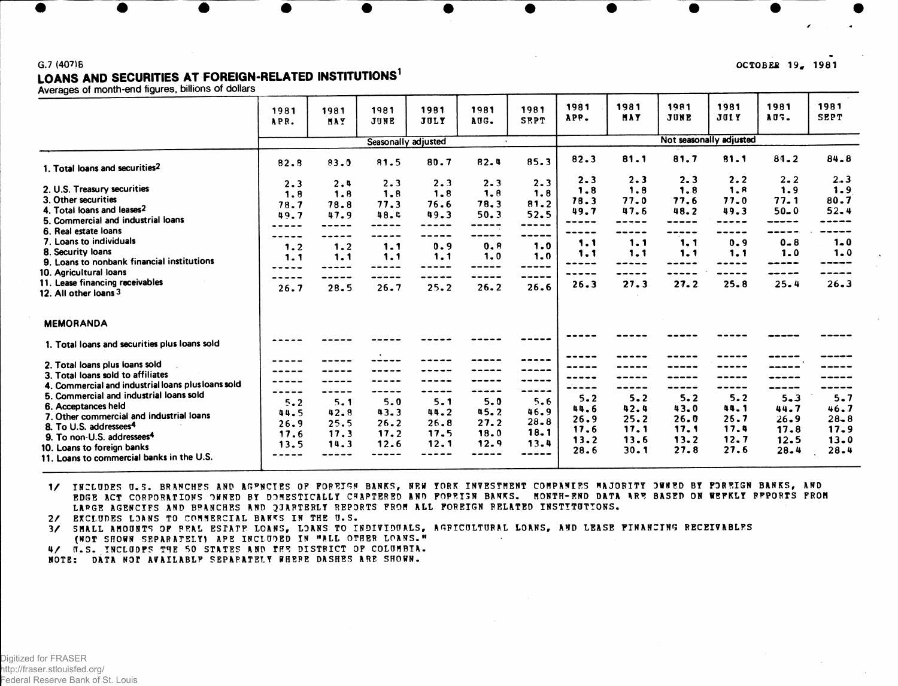G.7 (407)B

OCTOBER 19, 1981

# LOANS AND SECURITIES AT FOREIGN-RELATED INSTITUTIONS[1]

Averages of month-end figures, billions of dollars

| | 1981 APR. | 1981 MAY | 1981 JUNE | 1981 JULY | 1981 AUG. | 1981 SEPT | 1981 APR. | 1981 MAY | 1981 JUNE | 1981 JULY | 1981 AUG. | 1981 SEPT |
|---|---|---|---|---|---|---|---|---|---|---|---|---|
| | Seasonally adjusted | | | | | | Not seasonally adjusted | | | | | |
| 1. Total loans and securities[2] | 82.8 | 83.0 | 81.5 | 80.7 | 82.4 | 85.3 | 82.3 | 81.1 | 81.7 | 81.1 | 81.2 | 84.8 |
| 2. U.S. Treasury securities | 2.3 | 2.4 | 2.3 | 2.3 | 2.3 | 2.3 | 2.3 | 2.3 | 2.3 | 2.2 | 2.2 | 2.3 |
| 3. Other securities | 1.8 | 1.8 | 1.8 | 1.8 | 1.8 | 1.8 | 1.8 | 1.8 | 1.8 | 1.8 | 1.9 | 1.9 |
| 4. Total loans and leases[2] | 78.7 | 78.8 | 77.3 | 76.6 | 78.3 | 81.2 | 78.3 | 77.0 | 77.6 | 77.0 | 77.1 | 80.7 |
| 5. Commercial and industrial loans | 49.7 | 47.9 | 48.5 | 49.3 | 50.3 | 52.5 | 49.7 | 47.6 | 48.2 | 49.3 | 50.0 | 52.4 |
| 6. Real estate loans | ----- | ----- | ----- | ----- | ----- | ----- | ----- | ----- | ----- | ----- | ----- | ----- |
| 7. Loans to individuals | ----- | ----- | ----- | ----- | ----- | ----- | ----- | ----- | ----- | ----- | ----- | ----- |
| 8. Security loans | 1.2 | 1.2 | 1.1 | 0.9 | 0.8 | 1.0 | 1.1 | 1.1 | 1.1 | 0.9 | 0.8 | 1.0 |
| 9. Loans to nonbank financial institutions | 1.1 | 1.1 | 1.1 | 1.1 | 1.0 | 1.0 | 1.1 | 1.1 | 1.1 | 1.1 | 1.0 | 1.0 |
| 10. Agricultural loans | ----- | ----- | ----- | ----- | ----- | ----- | ----- | ----- | ----- | ----- | ----- | ----- |
| 11. Lease financing receivables | ----- | ----- | ----- | ----- | ----- | ----- | ----- | ----- | ----- | ----- | ----- | ----- |
| 12. All other loans[3] | 26.7 | 28.5 | 26.7 | 25.2 | 26.2 | 26.6 | 26.3 | 27.3 | 27.2 | 25.8 | 25.4 | 26.3 |
| **MEMORANDA** | | | | | | | | | | | | |
| 1. Total loans and securities plus loans sold | ----- | ----- | ----- | ----- | ----- | ----- | ----- | ----- | ----- | ----- | ----- | ----- |
| 2. Total loans plus loans sold | ----- | ----- | ----- | ----- | ----- | ----- | ----- | ----- | ----- | ----- | ----- | ----- |
| 3. Total loans sold to affiliates | ----- | ----- | ----- | ----- | ----- | ----- | ----- | ----- | ----- | ----- | ----- | ----- |
| 4. Commercial and industrial loans plus loans sold | ----- | ----- | ----- | ----- | ----- | ----- | ----- | ----- | ----- | ----- | ----- | ----- |
| 5. Commercial and industrial loans sold | ----- | ----- | ----- | ----- | ----- | ----- | ----- | ----- | ----- | ----- | ----- | ----- |
| 6. Acceptances held | 5.2 | 5.1 | 5.0 | 5.1 | 5.0 | 5.6 | 5.2 | 5.2 | 5.2 | 5.2 | 5.3 | 5.7 |
| 7. Other commercial and industrial loans | 44.5 | 42.8 | 43.3 | 44.2 | 45.2 | 46.9 | 44.6 | 42.4 | 43.0 | 44.1 | 44.7 | 46.7 |
| 8. To U.S. addressees[4] | 26.9 | 25.5 | 26.2 | 26.8 | 27.2 | 28.8 | 26.9 | 25.2 | 26.0 | 25.7 | 26.9 | 28.8 |
| 9. To non-U.S. addressees[4] | 17.6 | 17.3 | 17.2 | 17.5 | 18.0 | 18.1 | 17.6 | 17.1 | 17.1 | 17.4 | 17.8 | 17.9 |
| 10. Loans to foreign banks | 13.5 | 14.3 | 12.6 | 12.1 | 12.9 | 13.4 | 13.2 | 13.6 | 13.2 | 12.7 | 12.5 | 13.0 |
| 11. Loans to commercial banks in the U.S. | ----- | ----- | ----- | ----- | ----- | ----- | 28.6 | 30.1 | 27.8 | 27.6 | 28.4 | 28.4 |

1/ INCLUDES U.S. BRANCHES AND AGENCIES OF FOREIGN BANKS, NEW YORK INVESTMENT COMPANIES MAJORITY OWNED BY FOREIGN BANKS, AND EDGE ACT CORPORATIONS OWNED BY DOMESTICALLY CHARTERED AND FOREIGN BANKS. MONTH-END DATA ARE BASED ON WEEKLY REPORTS FROM LARGE AGENCIES AND BRANCHES AND QUARTERLY REPORTS FROM ALL FOREIGN RELATED INSTITUTIONS.

2/ EXCLUDES LOANS TO COMMERCIAL BANKS IN THE U.S.

3/ SMALL AMOUNTS OF REAL ESTATE LOANS, LOANS TO INDIVIDUALS, AGRICULTURAL LOANS, AND LEASE FINANCING RECEIVABLES (NOT SHOWN SEPARATELY) ARE INCLUDED IN "ALL OTHER LOANS."

4/ U.S. INCLUDES THE 50 STATES AND THE DISTRICT OF COLUMBIA.

NOTE: DATA NOT AVAILABLE SEPARATELY WHERE DASHES ARE SHOWN.